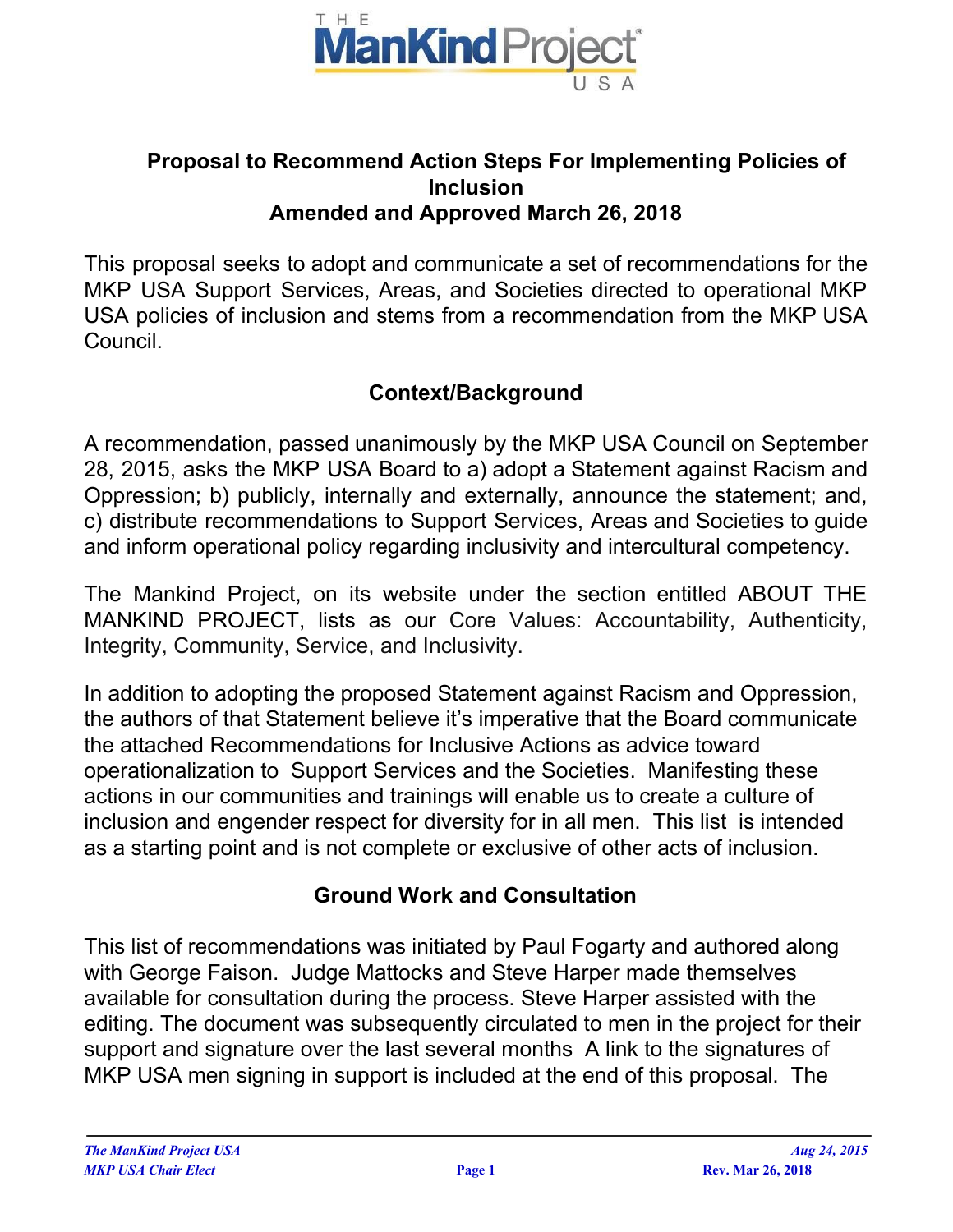# Proposal to Recommend Action Steps For Implementing Policies of Inclusion

## Amended and Approved March 26, 2018

This proposal seeks to adopt and communicate a set of recommendations for the MKP USA Support Services, Areas, and Societies directed to operational MKP USA policies of inclusion and stems from a recommendation from the MKP USA Council.

## Context/Background

A recommendation, passed unanimously by the MKP USA Council on September 28, 2015, asks the MKP USA Board to a) adopt a Statement against Racism and Oppression; b) publicly, internally and externally, announce the statement; and, c) distribute recommendations to Support Services, Areas and Societies to guide and inform operational policy regarding inclusivity and intercultural competency.

The Mankind Project, on its website under the section entitled ABOUT THE MANKIND PROJECT, lists as our Core Values: Accountability, Authenticity, Integrity, Community, Service, and Inclusivity.

In addition to adopting the proposed Statement against Racism and Oppression, the authors of that Statement believe it's imperative that the Board communicate the attached Recommendations for Inclusive Actions as advice toward operationalization to Support Services and the Societies. Manifesting these actions in our communities and trainings will enable us to create a culture of inclusion and engender respect for diversity for in all men. This list is intended as a starting point and is not complete or exclusive of other acts of inclusion.

## Ground Work and Consultation

This list of recommendations was initiated by Paul Fogarty and authored along with George Faison. Judge Mattocks and Steve Harper made themselves available for consultation during the process. Steve Harper assisted with the editing. The document was subsequently circulated to men in the project for their support and signature over the last several months A link to the signatures of MKP USA men signing in support is included at the end of this proposal. The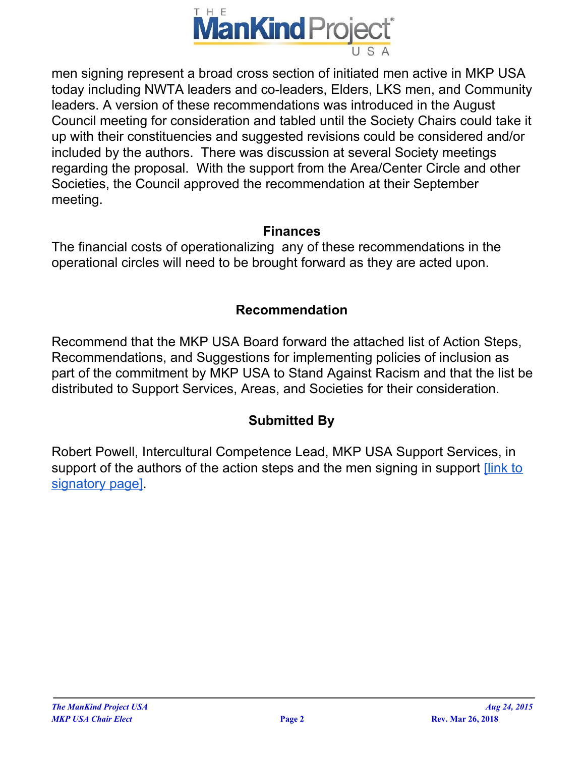men signing represent a broad cross section of initiated men active in MKP USA today including NWTA leaders and co-leaders, Elders, LKS men, and Community leaders. A version of these recommendations was introduced in the August Council meeting for consideration and tabled until the Society Chairs could take it up with their constituencies and suggested revisions could be considered and/or included by the authors. There was discussion at several Society meetings regarding the proposal. With the support from the Area/Center Circle and other Societies, the Council approved the recommendation at their September meeting.

## Finances

The financial costs of operationalizing any of these recommendations in the operational circles will need to be brought forward as they are acted upon.

## Recommendation

Recommend that the MKP USA Board forward the attached list of Action Steps, Recommendations, and Suggestions for implementing policies of inclusion as part of the commitment by MKP USA to Stand Against Racism and that the list be distributed to Support Services, Areas, and Societies for their consideration.

## Submitted By

Robert Powell, Intercultural Competence Lead, MKP USA Support Services, in support of the authors of the action steps and the men signing in support [link to signatory page].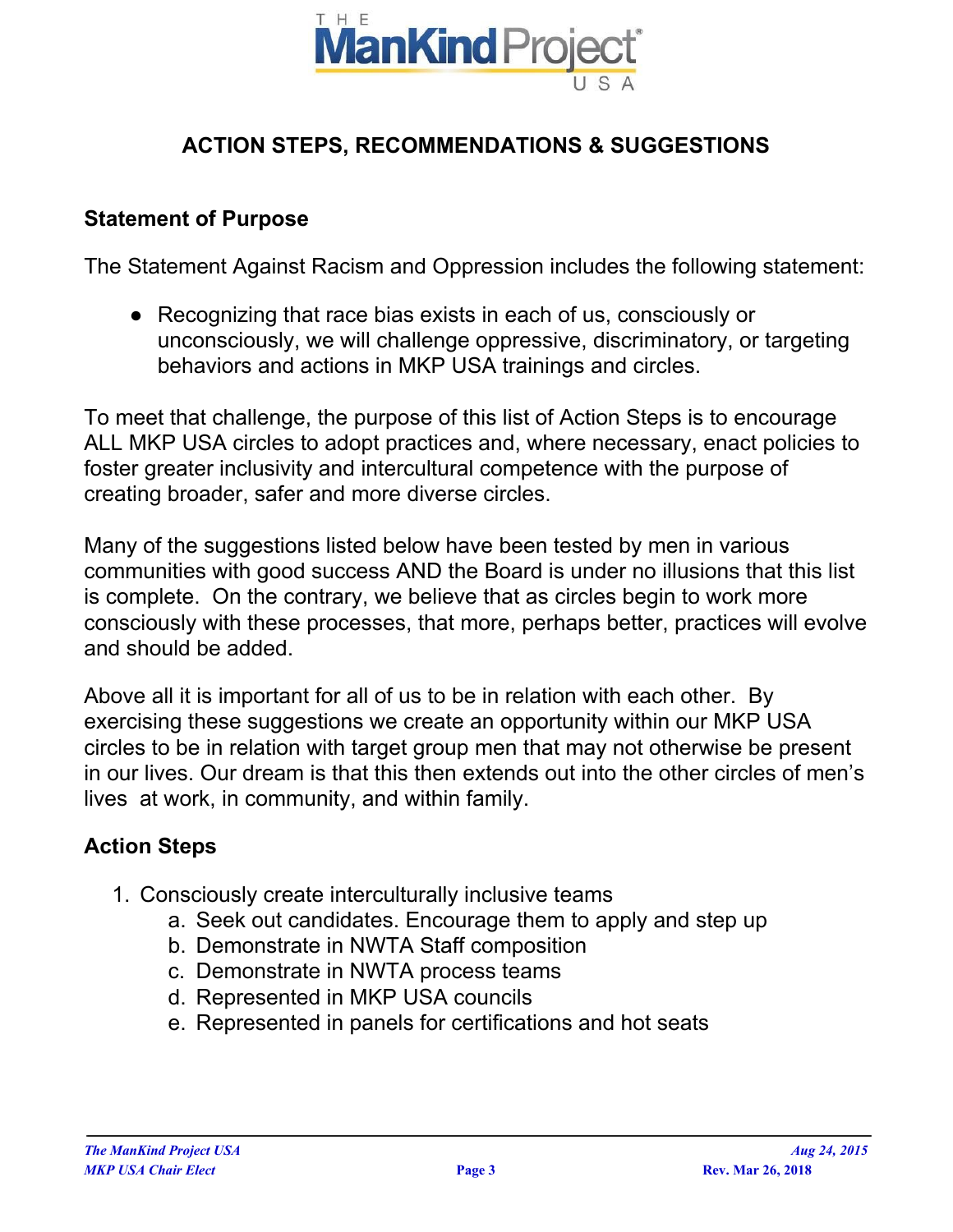## ACTION STEPS, RECOMMENDATIONS & SUGGESTIONS

### Statement of Purpose

The Statement Against Racism and Oppression includes the following statement:

- Recognizing that race bias exists in each of us, consciously or unconsciously, we will challenge oppressive, discriminatory, or targeting behaviors and actions in MKP USA trainings and circles.

To meet that challenge, the purpose of this list of Action Steps is to encourage ALL MKP USA circles to adopt practices and, where necessary, enact policies to foster greater inclusivity and intercultural competence with the purpose of creating broader, safer and more diverse circles.

Many of the suggestions listed below have been tested by men in various communities with good success AND the Board is under no illusions that this list is complete. On the contrary, we believe that as circles begin to work more consciously with these processes, that more, perhaps better, practices will evolve and should be added.

Above all it is important for all of us to be in relation with each other. By exercising these suggestions we create an opportunity within our MKP USA circles to be in relation with target group men that may not otherwise be present in our lives. Our dream is that this then extends out into the other circles of men's lives at work, in community, and within family.

### Action Steps

1. Consciously create interculturally inclusive teams
   a. Seek out candidates. Encourage them to apply and step up
   b. Demonstrate in NWTA Staff composition
   c. Demonstrate in NWTA process teams
   d. Represented in MKP USA councils
   e. Represented in panels for certifications and hot seats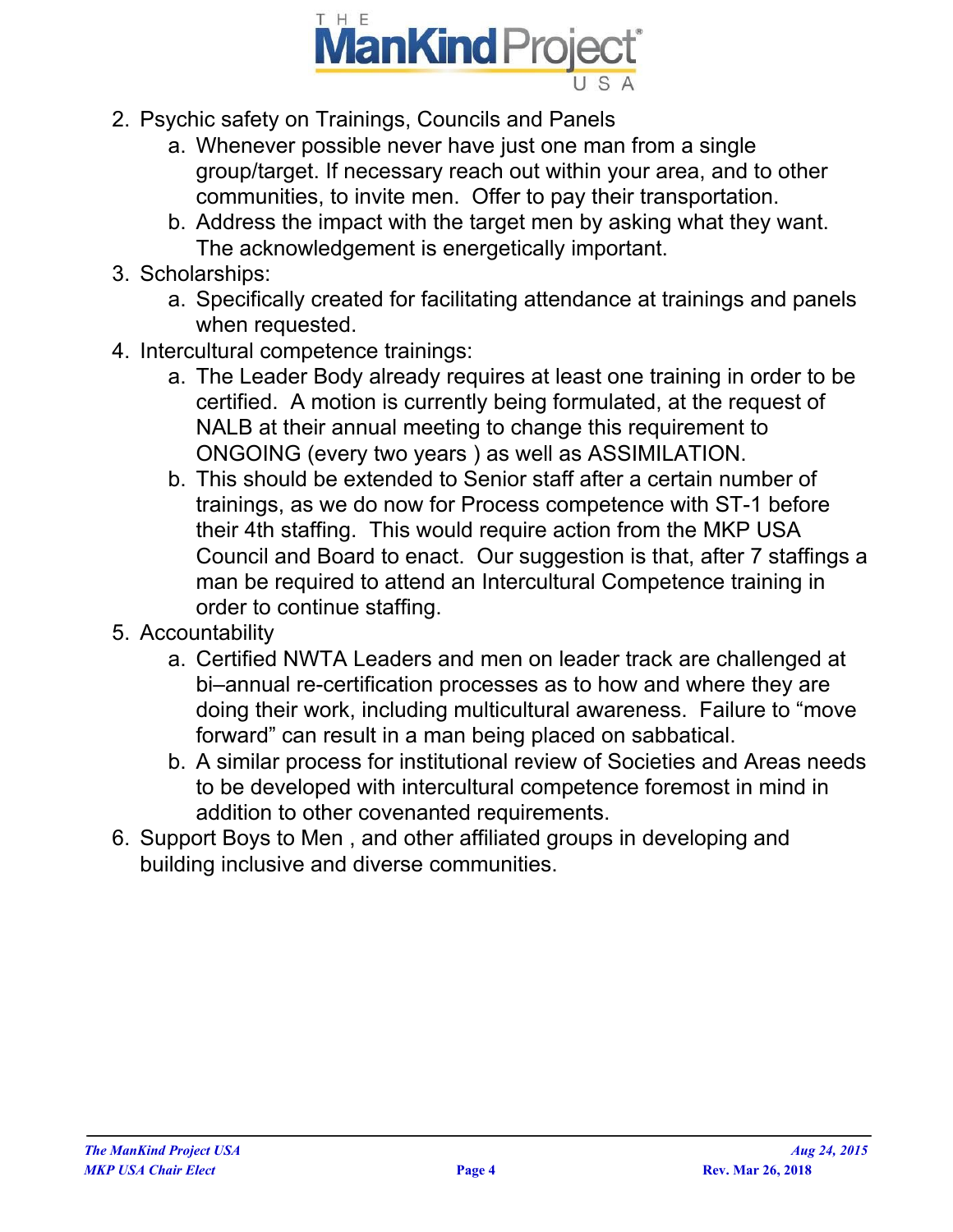2. Psychic safety on Trainings, Councils and Panels
    a. Whenever possible never have just one man from a single group/target. If necessary reach out within your area, and to other communities, to invite men. Offer to pay their transportation.
    b. Address the impact with the target men by asking what they want. The acknowledgement is energetically important.
3. Scholarships:
    a. Specifically created for facilitating attendance at trainings and panels when requested.
4. Intercultural competence trainings:
    a. The Leader Body already requires at least one training in order to be certified. A motion is currently being formulated, at the request of NALB at their annual meeting to change this requirement to ONGOING (every two years ) as well as ASSIMILATION.
    b. This should be extended to Senior staff after a certain number of trainings, as we do now for Process competence with ST-1 before their 4th staffing. This would require action from the MKP USA Council and Board to enact. Our suggestion is that, after 7 staffings a man be required to attend an Intercultural Competence training in order to continue staffing.
5. Accountability
    a. Certified NWTA Leaders and men on leader track are challenged at bi–annual re-certification processes as to how and where they are doing their work, including multicultural awareness. Failure to “move forward” can result in a man being placed on sabbatical.
    b. A similar process for institutional review of Societies and Areas needs to be developed with intercultural competence foremost in mind in addition to other covenanted requirements.
6. Support Boys to Men , and other affiliated groups in developing and building inclusive and diverse communities.